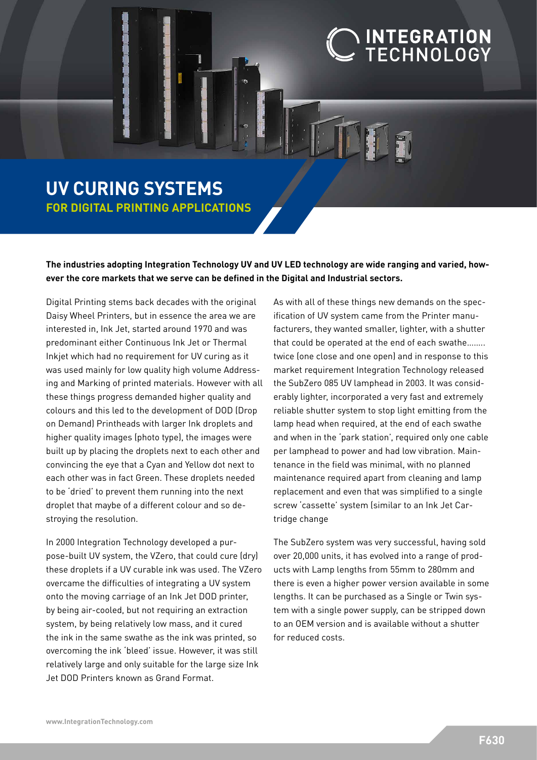# UV CURING SYSTEMS

## FOR DIGITAL PRINTING APPLICATIONS

**The industries adopting Integration Technology UV and UV LED technology are wide ranging and varied, however the core markets that we serve can be defined in the Digital and Industrial sectors.**

Digital Printing stems back decades with the original Daisy Wheel Printers, but in essence the area we are interested in, Ink Jet, started around 1970 and was predominant either Continuous Ink Jet or Thermal Inkjet which had no requirement for UV curing as it was used mainly for low quality high volume Addressing and Marking of printed materials. However with all these things progress demanded higher quality and colours and this led to the development of DOD (Drop on Demand) Printheads with larger Ink droplets and higher quality images (photo type), the images were built up by placing the droplets next to each other and convincing the eye that a Cyan and Yellow dot next to each other was in fact Green. These droplets needed to be 'dried' to prevent them running into the next droplet that maybe of a different colour and so destroying the resolution.

In 2000 Integration Technology developed a purpose-built UV system, the VZero, that could cure (dry) these droplets if a UV curable ink was used. The VZero overcame the difficulties of integrating a UV system onto the moving carriage of an Ink Jet DOD printer, by being air-cooled, but not requiring an extraction system, by being relatively low mass, and it cured the ink in the same swathe as the ink was printed, so overcoming the ink 'bleed' issue. However, it was still relatively large and only suitable for the large size Ink Jet DOD Printers known as Grand Format.

As with all of these things new demands on the specification of UV system came from the Printer manufacturers, they wanted smaller, lighter, with a shutter that could be operated at the end of each swathe........ twice (one close and one open) and in response to this market requirement Integration Technology released the SubZero 085 UV lamphead in 2003. It was considerably lighter, incorporated a very fast and extremely reliable shutter system to stop light emitting from the lamp head when required, at the end of each swathe and when in the 'park station', required only one cable per lamphead to power and had low vibration. Maintenance in the field was minimal, with no planned maintenance required apart from cleaning and lamp replacement and even that was simplified to a single screw 'cassette' system (similar to an Ink Jet Cartridge change

The SubZero system was very successful, having sold over 20,000 units, it has evolved into a range of products with Lamp lengths from 55mm to 280mm and there is even a higher power version available in some lengths. It can be purchased as a Single or Twin system with a single power supply, can be stripped down to an OEM version and is available without a shutter for reduced costs.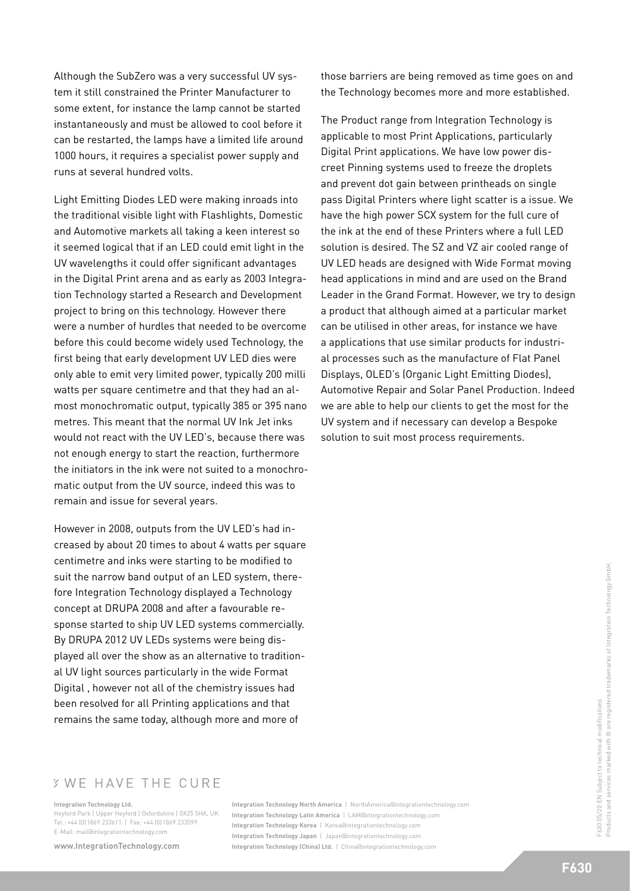Although the SubZero was a very successful UV system it still constrained the Printer Manufacturer to some extent, for instance the lamp cannot be started instantaneously and must be allowed to cool before it can be restarted, the lamps have a limited life around 1000 hours, it requires a specialist power supply and runs at several hundred volts.

Light Emitting Diodes LED were making inroads into the traditional visible light with Flashlights, Domestic and Automotive markets all taking a keen interest so it seemed logical that if an LED could emit light in the UV wavelengths it could offer significant advantages in the Digital Print arena and as early as 2003 Integration Technology started a Research and Development project to bring on this technology. However there were a number of hurdles that needed to be overcome before this could become widely used Technology, the first being that early development UV LED dies were only able to emit very limited power, typically 200 milli watts per square centimetre and that they had an almost monochromatic output, typically 385 or 395 nano metres. This meant that the normal UV Ink Jet inks would not react with the UV LED's, because there was not enough energy to start the reaction, furthermore the initiators in the ink were not suited to a monochromatic output from the UV source, indeed this was to remain and issue for several years.

However in 2008, outputs from the UV LED's had increased by about 20 times to about 4 watts per square centimetre and inks were starting to be modified to suit the narrow band output of an LED system, therefore Integration Technology displayed a Technology concept at DRUPA 2008 and after a favourable response started to ship UV LED systems commercially. By DRUPA 2012 UV LEDs systems were being displayed all over the show as an alternative to traditional UV light sources particularly in the wide Format Digital , however not all of the chemistry issues had been resolved for all Printing applications and that remains the same today, although more and more of those barriers are being removed as time goes on and the Technology becomes more and more established.

The Product range from Integration Technology is applicable to most Print Applications, particularly Digital Print applications. We have low power discreet Pinning systems used to freeze the droplets and prevent dot gain between printheads on single pass Digital Printers where light scatter is a issue. We have the high power SCX system for the full cure of the ink at the end of these Printers where a full LED solution is desired. The SZ and VZ air cooled range of UV LED heads are designed with Wide Format moving head applications in mind and are used on the Brand Leader in the Grand Format. However, we try to design a product that although aimed at a particular market can be utilised in other areas, for instance we have a applications that use similar products for industrial processes such as the manufacture of Flat Panel Displays, OLED's (Organic Light Emitting Diodes), Automotive Repair and Solar Panel Production. Indeed we are able to help our clients to get the most for the UV system and if necessary can develop a Bespoke solution to suit most process requirements.

WE HAVE THE CURE

**Integration Technology Ltd.**
Heyford Park | Upper Heyford | Oxfordshire | OX25 5HA, UK
Tel.: +44 (0) 1869 233611 | Fax: +44 (0) 1869 233599
E-Mail: mail@integrationtechnology.com

**www.IntegrationTechnology.com**

**Integration Technology North America** | NorthAmerica@integrationtechnology.com
**Integration Technology Latin America** | LAM@integrationtechnology.com
**Integration Technology Korea** | Korea@integrationtechnology.com
**Integration Technology Japan** | Japan@integrationtechnology.com
**Integration Technology (China) Ltd.** | China@integrationtechnology.com

F 630 05/20 EN Subject to technical modifications
Products and services marked with ® are registered trademarks of Integration Technology GmbH.

F630